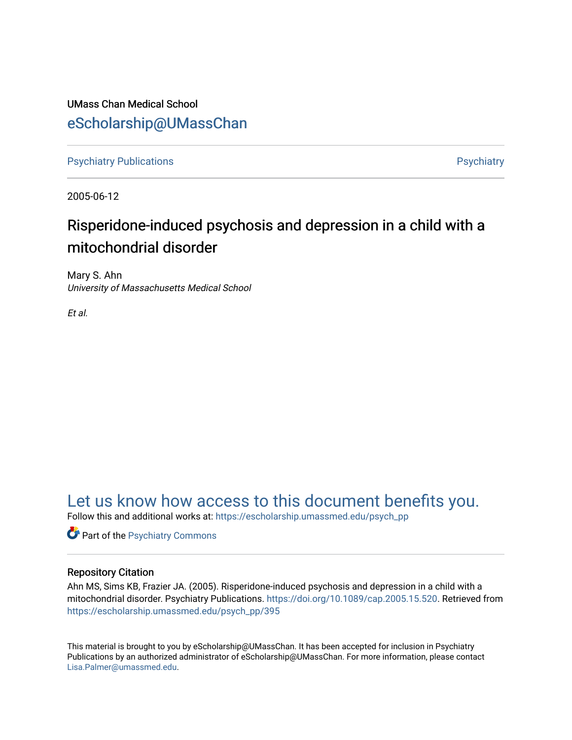UMass Chan Medical School

eScholarship@UMassChan

Psychiatry Publications | Psychiatry

2005-06-12

# Risperidone-induced psychosis and depression in a child with a mitochondrial disorder

Mary S. Ahn
*University of Massachusetts Medical School*

*Et al.*

Let us know how access to this document benefits you.

Follow this and additional works at: https://escholarship.umassmed.edu/psych_pp

Part of the Psychiatry Commons

## Repository Citation

Ahn MS, Sims KB, Frazier JA. (2005). Risperidone-induced psychosis and depression in a child with a mitochondrial disorder. Psychiatry Publications. https://doi.org/10.1089/cap.2005.15.520. Retrieved from https://escholarship.umassmed.edu/psych_pp/395

This material is brought to you by eScholarship@UMassChan. It has been accepted for inclusion in Psychiatry Publications by an authorized administrator of eScholarship@UMassChan. For more information, please contact Lisa.Palmer@umassmed.edu.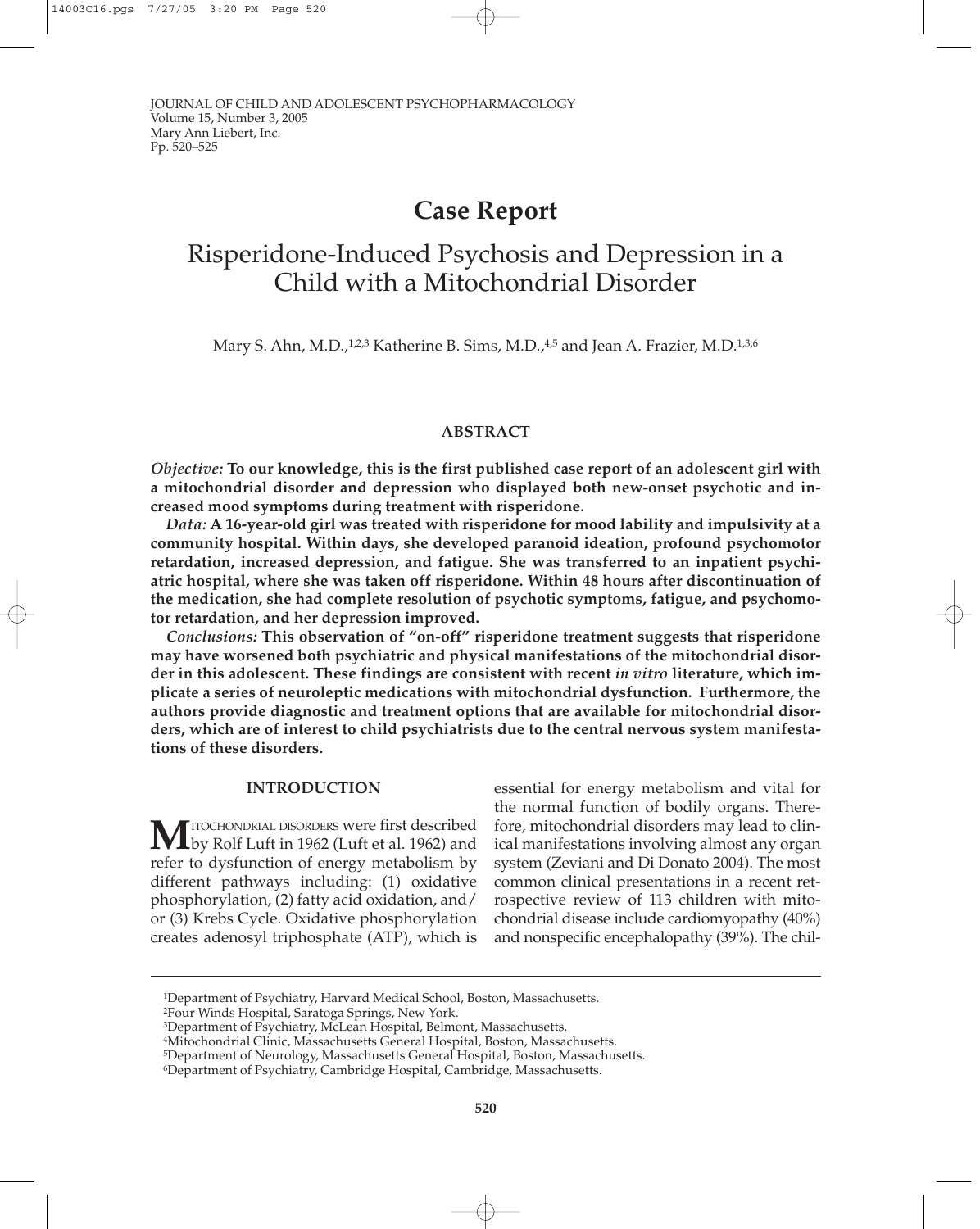# Case Report

## Risperidone-Induced Psychosis and Depression in a Child with a Mitochondrial Disorder

Mary S. Ahn, M.D.,[1,2,3] Katherine B. Sims, M.D.,[4,5] and Jean A. Frazier, M.D.[1,3,6]

### ABSTRACT

***Objective:*** **To our knowledge, this is the first published case report of an adolescent girl with a mitochondrial disorder and depression who displayed both new-onset psychotic and increased mood symptoms during treatment with risperidone.**

***Data:*** **A 16-year-old girl was treated with risperidone for mood lability and impulsivity at a community hospital. Within days, she developed paranoid ideation, profound psychomotor retardation, increased depression, and fatigue. She was transferred to an inpatient psychiatric hospital, where she was taken off risperidone. Within 48 hours after discontinuation of the medication, she had complete resolution of psychotic symptoms, fatigue, and psychomotor retardation, and her depression improved.**

***Conclusions:*** **This observation of "on-off" risperidone treatment suggests that risperidone may have worsened both psychiatric and physical manifestations of the mitochondrial disorder in this adolescent. These findings are consistent with recent *in vitro* literature, which implicate a series of neuroleptic medications with mitochondrial dysfunction. Furthermore, the authors provide diagnostic and treatment options that are available for mitochondrial disorders, which are of interest to child psychiatrists due to the central nervous system manifestations of these disorders.**

### INTRODUCTION

Mitochondrial disorders were first described by Rolf Luft in 1962 (Luft et al. 1962) and refer to dysfunction of energy metabolism by different pathways including: (1) oxidative phosphorylation, (2) fatty acid oxidation, and/or (3) Krebs Cycle. Oxidative phosphorylation creates adenosyl triphosphate (ATP), which is essential for energy metabolism and vital for the normal function of bodily organs. Therefore, mitochondrial disorders may lead to clinical manifestations involving almost any organ system (Zeviani and Di Donato 2004). The most common clinical presentations in a recent retrospective review of 113 children with mitochondrial disease include cardiomyopathy (40%) and nonspecific encephalopathy (39%). The chil-

[1]Department of Psychiatry, Harvard Medical School, Boston, Massachusetts.
[2]Four Winds Hospital, Saratoga Springs, New York.
[3]Department of Psychiatry, McLean Hospital, Belmont, Massachusetts.
[4]Mitochondrial Clinic, Massachusetts General Hospital, Boston, Massachusetts.
[5]Department of Neurology, Massachusetts General Hospital, Boston, Massachusetts.
[6]Department of Psychiatry, Cambridge Hospital, Cambridge, Massachusetts.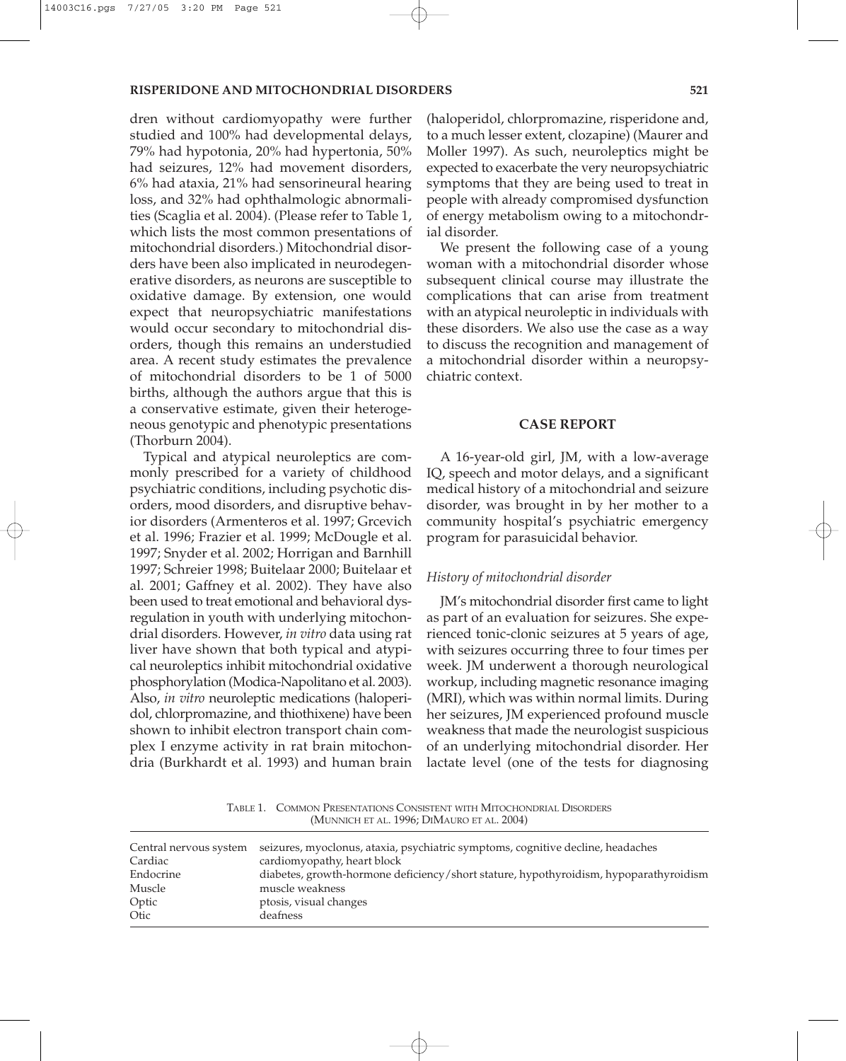dren without cardiomyopathy were further studied and 100% had developmental delays, 79% had hypotonia, 20% had hypertonia, 50% had seizures, 12% had movement disorders, 6% had ataxia, 21% had sensorineural hearing loss, and 32% had ophthalmologic abnormalities (Scaglia et al. 2004). (Please refer to Table 1, which lists the most common presentations of mitochondrial disorders.) Mitochondrial disorders have been also implicated in neurodegenerative disorders, as neurons are susceptible to oxidative damage. By extension, one would expect that neuropsychiatric manifestations would occur secondary to mitochondrial disorders, though this remains an understudied area. A recent study estimates the prevalence of mitochondrial disorders to be 1 of 5000 births, although the authors argue that this is a conservative estimate, given their heterogeneous genotypic and phenotypic presentations (Thorburn 2004).

Typical and atypical neuroleptics are commonly prescribed for a variety of childhood psychiatric conditions, including psychotic disorders, mood disorders, and disruptive behavior disorders (Armenteros et al. 1997; Grcevich et al. 1996; Frazier et al. 1999; McDougle et al. 1997; Snyder et al. 2002; Horrigan and Barnhill 1997; Schreier 1998; Buitelaar 2000; Buitelaar et al. 2001; Gaffney et al. 2002). They have also been used to treat emotional and behavioral dysregulation in youth with underlying mitochondrial disorders. However, *in vitro* data using rat liver have shown that both typical and atypical neuroleptics inhibit mitochondrial oxidative phosphorylation (Modica-Napolitano et al. 2003). Also, *in vitro* neuroleptic medications (haloperidol, chlorpromazine, and thiothixene) have been shown to inhibit electron transport chain complex I enzyme activity in rat brain mitochondria (Burkhardt et al. 1993) and human brain (haloperidol, chlorpromazine, risperidone and, to a much lesser extent, clozapine) (Maurer and Moller 1997). As such, neuroleptics might be expected to exacerbate the very neuropsychiatric symptoms that they are being used to treat in people with already compromised dysfunction of energy metabolism owing to a mitochondrial disorder.

We present the following case of a young woman with a mitochondrial disorder whose subsequent clinical course may illustrate the complications that can arise from treatment with an atypical neuroleptic in individuals with these disorders. We also use the case as a way to discuss the recognition and management of a mitochondrial disorder within a neuropsychiatric context.

## CASE REPORT

A 16-year-old girl, JM, with a low-average IQ, speech and motor delays, and a significant medical history of a mitochondrial and seizure disorder, was brought in by her mother to a community hospital's psychiatric emergency program for parasuicidal behavior.

### *History of mitochondrial disorder*

JM's mitochondrial disorder first came to light as part of an evaluation for seizures. She experienced tonic-clonic seizures at 5 years of age, with seizures occurring three to four times per week. JM underwent a thorough neurological workup, including magnetic resonance imaging (MRI), which was within normal limits. During her seizures, JM experienced profound muscle weakness that made the neurologist suspicious of an underlying mitochondrial disorder. Her lactate level (one of the tests for diagnosing

TABLE 1. COMMON PRESENTATIONS CONSISTENT WITH MITOCHONDRIAL DISORDERS (MUNNICH ET AL. 1996; DIMAURO ET AL. 2004)

| | |
|---|---|
| Central nervous system | seizures, myoclonus, ataxia, psychiatric symptoms, cognitive decline, headaches |
| Cardiac | cardiomyopathy, heart block |
| Endocrine | diabetes, growth-hormone deficiency/short stature, hypothyroidism, hypoparathyroidism |
| Muscle | muscle weakness |
| Optic | ptosis, visual changes |
| Otic | deafness |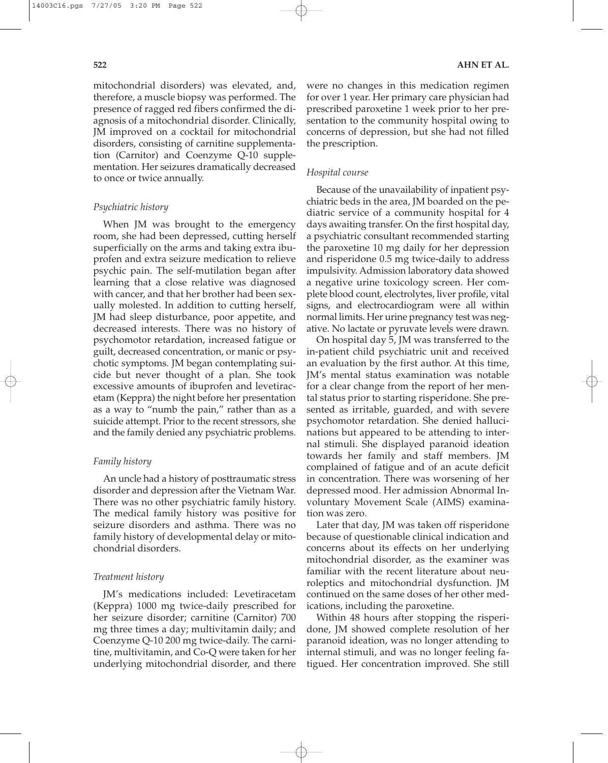mitochondrial disorders) was elevated, and, therefore, a muscle biopsy was performed. The presence of ragged red fibers confirmed the diagnosis of a mitochondrial disorder. Clinically, JM improved on a cocktail for mitochondrial disorders, consisting of carnitine supplementation (Carnitor) and Coenzyme Q-10 supplementation. Her seizures dramatically decreased to once or twice annually.

### *Psychiatric history*

When JM was brought to the emergency room, she had been depressed, cutting herself superficially on the arms and taking extra ibuprofen and extra seizure medication to relieve psychic pain. The self-mutilation began after learning that a close relative was diagnosed with cancer, and that her brother had been sexually molested. In addition to cutting herself, JM had sleep disturbance, poor appetite, and decreased interests. There was no history of psychomotor retardation, increased fatigue or guilt, decreased concentration, or manic or psychotic symptoms. JM began contemplating suicide but never thought of a plan. She took excessive amounts of ibuprofen and levetiracetam (Keppra) the night before her presentation as a way to "numb the pain," rather than as a suicide attempt. Prior to the recent stressors, she and the family denied any psychiatric problems.

### *Family history*

An uncle had a history of posttraumatic stress disorder and depression after the Vietnam War. There was no other psychiatric family history. The medical family history was positive for seizure disorders and asthma. There was no family history of developmental delay or mitochondrial disorders.

### *Treatment history*

JM's medications included: Levetiracetam (Keppra) 1000 mg twice-daily prescribed for her seizure disorder; carnitine (Carnitor) 700 mg three times a day; multivitamin daily; and Coenzyme Q-10 200 mg twice-daily. The carnitine, multivitamin, and Co-Q were taken for her underlying mitochondrial disorder, and there were no changes in this medication regimen for over 1 year. Her primary care physician had prescribed paroxetine 1 week prior to her presentation to the community hospital owing to concerns of depression, but she had not filled the prescription.

### *Hospital course*

Because of the unavailability of inpatient psychiatric beds in the area, JM boarded on the pediatric service of a community hospital for 4 days awaiting transfer. On the first hospital day, a psychiatric consultant recommended starting the paroxetine 10 mg daily for her depression and risperidone 0.5 mg twice-daily to address impulsivity. Admission laboratory data showed a negative urine toxicology screen. Her complete blood count, electrolytes, liver profile, vital signs, and electrocardiogram were all within normal limits. Her urine pregnancy test was negative. No lactate or pyruvate levels were drawn.

On hospital day 5, JM was transferred to the in-patient child psychiatric unit and received an evaluation by the first author. At this time, JM's mental status examination was notable for a clear change from the report of her mental status prior to starting risperidone. She presented as irritable, guarded, and with severe psychomotor retardation. She denied hallucinations but appeared to be attending to internal stimuli. She displayed paranoid ideation towards her family and staff members. JM complained of fatigue and of an acute deficit in concentration. There was worsening of her depressed mood. Her admission Abnormal Involuntary Movement Scale (AIMS) examination was zero.

Later that day, JM was taken off risperidone because of questionable clinical indication and concerns about its effects on her underlying mitochondrial disorder, as the examiner was familiar with the recent literature about neuroleptics and mitochondrial dysfunction. JM continued on the same doses of her other medications, including the paroxetine.

Within 48 hours after stopping the risperidone, JM showed complete resolution of her paranoid ideation, was no longer attending to internal stimuli, and was no longer feeling fatigued. Her concentration improved. She still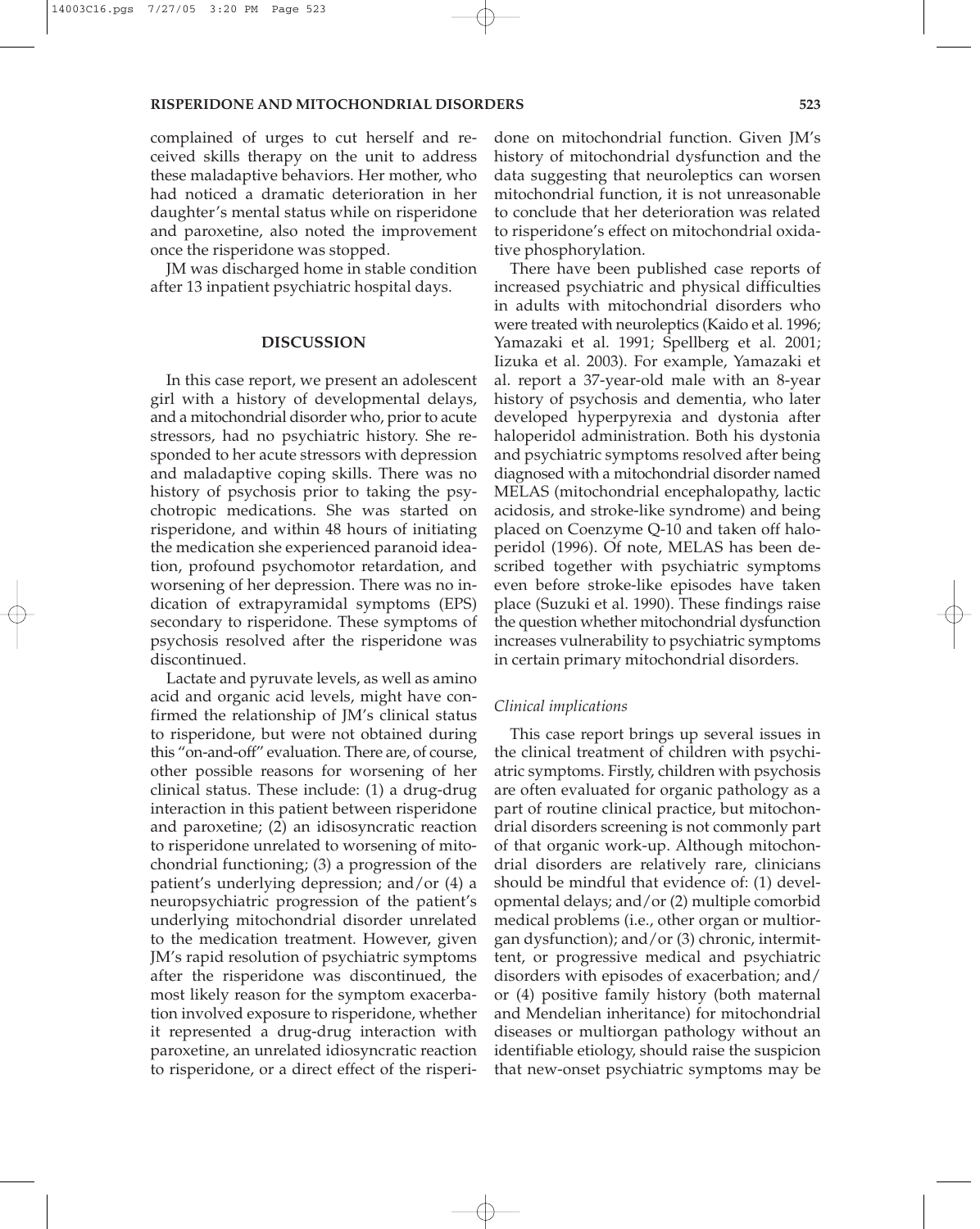complained of urges to cut herself and received skills therapy on the unit to address these maladaptive behaviors. Her mother, who had noticed a dramatic deterioration in her daughter's mental status while on risperidone and paroxetine, also noted the improvement once the risperidone was stopped.

JM was discharged home in stable condition after 13 inpatient psychiatric hospital days.

## DISCUSSION

In this case report, we present an adolescent girl with a history of developmental delays, and a mitochondrial disorder who, prior to acute stressors, had no psychiatric history. She responded to her acute stressors with depression and maladaptive coping skills. There was no history of psychosis prior to taking the psychotropic medications. She was started on risperidone, and within 48 hours of initiating the medication she experienced paranoid ideation, profound psychomotor retardation, and worsening of her depression. There was no indication of extrapyramidal symptoms (EPS) secondary to risperidone. These symptoms of psychosis resolved after the risperidone was discontinued.

Lactate and pyruvate levels, as well as amino acid and organic acid levels, might have confirmed the relationship of JM's clinical status to risperidone, but were not obtained during this "on-and-off" evaluation. There are, of course, other possible reasons for worsening of her clinical status. These include: (1) a drug-drug interaction in this patient between risperidone and paroxetine; (2) an idisosyncratic reaction to risperidone unrelated to worsening of mitochondrial functioning; (3) a progression of the patient's underlying depression; and/or (4) a neuropsychiatric progression of the patient's underlying mitochondrial disorder unrelated to the medication treatment. However, given JM's rapid resolution of psychiatric symptoms after the risperidone was discontinued, the most likely reason for the symptom exacerbation involved exposure to risperidone, whether it represented a drug-drug interaction with paroxetine, an unrelated idiosyncratic reaction to risperidone, or a direct effect of the risperidone on mitochondrial function. Given JM's history of mitochondrial dysfunction and the data suggesting that neuroleptics can worsen mitochondrial function, it is not unreasonable to conclude that her deterioration was related to risperidone's effect on mitochondrial oxidative phosphorylation.

There have been published case reports of increased psychiatric and physical difficulties in adults with mitochondrial disorders who were treated with neuroleptics (Kaido et al. 1996; Yamazaki et al. 1991; Spellberg et al. 2001; Iizuka et al. 2003). For example, Yamazaki et al. report a 37-year-old male with an 8-year history of psychosis and dementia, who later developed hyperpyrexia and dystonia after haloperidol administration. Both his dystonia and psychiatric symptoms resolved after being diagnosed with a mitochondrial disorder named MELAS (mitochondrial encephalopathy, lactic acidosis, and stroke-like syndrome) and being placed on Coenzyme Q-10 and taken off haloperidol (1996). Of note, MELAS has been described together with psychiatric symptoms even before stroke-like episodes have taken place (Suzuki et al. 1990). These findings raise the question whether mitochondrial dysfunction increases vulnerability to psychiatric symptoms in certain primary mitochondrial disorders.

### *Clinical implications*

This case report brings up several issues in the clinical treatment of children with psychiatric symptoms. Firstly, children with psychosis are often evaluated for organic pathology as a part of routine clinical practice, but mitochondrial disorders screening is not commonly part of that organic work-up. Although mitochondrial disorders are relatively rare, clinicians should be mindful that evidence of: (1) developmental delays; and/or (2) multiple comorbid medical problems (i.e., other organ or multiorgan dysfunction); and/or (3) chronic, intermittent, or progressive medical and psychiatric disorders with episodes of exacerbation; and/or (4) positive family history (both maternal and Mendelian inheritance) for mitochondrial diseases or multiorgan pathology without an identifiable etiology, should raise the suspicion that new-onset psychiatric symptoms may be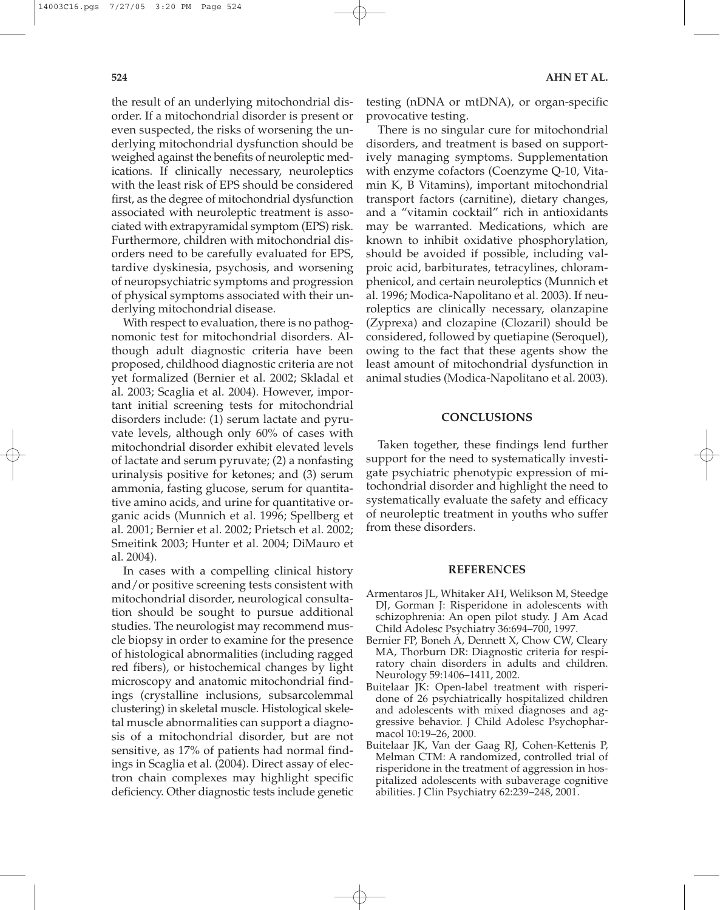the result of an underlying mitochondrial disorder. If a mitochondrial disorder is present or even suspected, the risks of worsening the underlying mitochondrial dysfunction should be weighed against the benefits of neuroleptic medications. If clinically necessary, neuroleptics with the least risk of EPS should be considered first, as the degree of mitochondrial dysfunction associated with neuroleptic treatment is associated with extrapyramidal symptom (EPS) risk. Furthermore, children with mitochondrial disorders need to be carefully evaluated for EPS, tardive dyskinesia, psychosis, and worsening of neuropsychiatric symptoms and progression of physical symptoms associated with their underlying mitochondrial disease.

With respect to evaluation, there is no pathognomonic test for mitochondrial disorders. Although adult diagnostic criteria have been proposed, childhood diagnostic criteria are not yet formalized (Bernier et al. 2002; Skladal et al. 2003; Scaglia et al. 2004). However, important initial screening tests for mitochondrial disorders include: (1) serum lactate and pyruvate levels, although only 60% of cases with mitochondrial disorder exhibit elevated levels of lactate and serum pyruvate; (2) a nonfasting urinalysis positive for ketones; and (3) serum ammonia, fasting glucose, serum for quantitative amino acids, and urine for quantitative organic acids (Munnich et al. 1996; Spellberg et al. 2001; Bernier et al. 2002; Prietsch et al. 2002; Smeitink 2003; Hunter et al. 2004; DiMauro et al. 2004).

In cases with a compelling clinical history and/or positive screening tests consistent with mitochondrial disorder, neurological consultation should be sought to pursue additional studies. The neurologist may recommend muscle biopsy in order to examine for the presence of histological abnormalities (including ragged red fibers), or histochemical changes by light microscopy and anatomic mitochondrial findings (crystalline inclusions, subsarcolemmal clustering) in skeletal muscle. Histological skeletal muscle abnormalities can support a diagnosis of a mitochondrial disorder, but are not sensitive, as 17% of patients had normal findings in Scaglia et al. (2004). Direct assay of electron chain complexes may highlight specific deficiency. Other diagnostic tests include genetic testing (nDNA or mtDNA), or organ-specific provocative testing.

There is no singular cure for mitochondrial disorders, and treatment is based on supportively managing symptoms. Supplementation with enzyme cofactors (Coenzyme Q-10, Vitamin K, B Vitamins), important mitochondrial transport factors (carnitine), dietary changes, and a "vitamin cocktail" rich in antioxidants may be warranted. Medications, which are known to inhibit oxidative phosphorylation, should be avoided if possible, including valproic acid, barbiturates, tetracylines, chloramphenicol, and certain neuroleptics (Munnich et al. 1996; Modica-Napolitano et al. 2003). If neuroleptics are clinically necessary, olanzapine (Zyprexa) and clozapine (Clozaril) should be considered, followed by quetiapine (Seroquel), owing to the fact that these agents show the least amount of mitochondrial dysfunction in animal studies (Modica-Napolitano et al. 2003).

## CONCLUSIONS

Taken together, these findings lend further support for the need to systematically investigate psychiatric phenotypic expression of mitochondrial disorder and highlight the need to systematically evaluate the safety and efficacy of neuroleptic treatment in youths who suffer from these disorders.

## REFERENCES

- Armentaros JL, Whitaker AH, Welikson M, Steedge DJ, Gorman J: Risperidone in adolescents with schizophrenia: An open pilot study. J Am Acad Child Adolesc Psychiatry 36:694–700, 1997.
- Bernier FP, Boneh A, Dennett X, Chow CW, Cleary MA, Thorburn DR: Diagnostic criteria for respiratory chain disorders in adults and children. Neurology 59:1406–1411, 2002.
- Buitelaar JK: Open-label treatment with risperidone of 26 psychiatrically hospitalized children and adolescents with mixed diagnoses and aggressive behavior. J Child Adolesc Psychopharmacol 10:19–26, 2000.
- Buitelaar JK, Van der Gaag RJ, Cohen-Kettenis P, Melman CTM: A randomized, controlled trial of risperidone in the treatment of aggression in hospitalized adolescents with subaverage cognitive abilities. J Clin Psychiatry 62:239–248, 2001.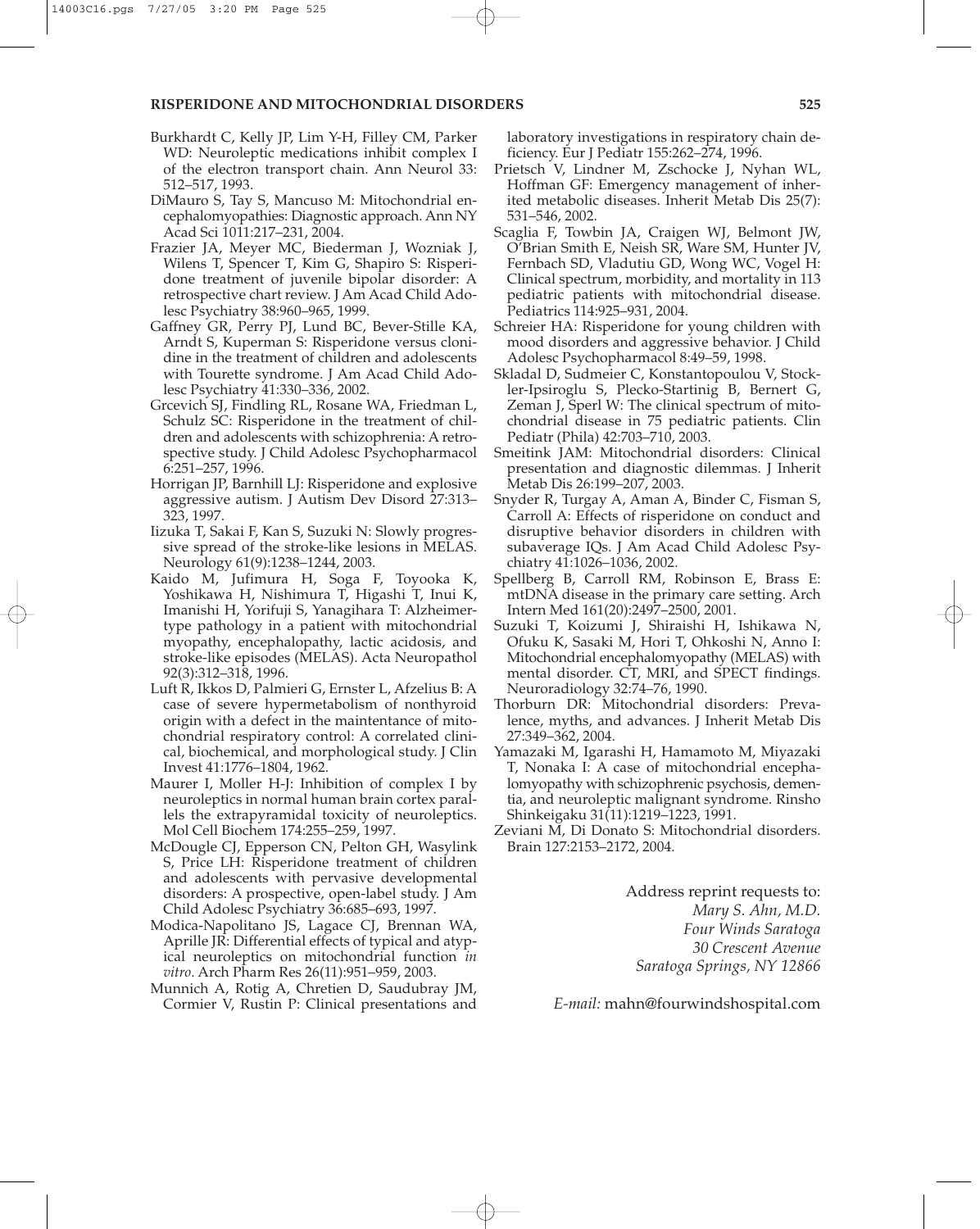Burkhardt C, Kelly JP, Lim Y-H, Filley CM, Parker WD: Neuroleptic medications inhibit complex I of the electron transport chain. Ann Neurol 33: 512–517, 1993.

DiMauro S, Tay S, Mancuso M: Mitochondrial encephalomyopathies: Diagnostic approach. Ann NY Acad Sci 1011:217–231, 2004.

Frazier JA, Meyer MC, Biederman J, Wozniak J, Wilens T, Spencer T, Kim G, Shapiro S: Risperidone treatment of juvenile bipolar disorder: A retrospective chart review. J Am Acad Child Adolesc Psychiatry 38:960–965, 1999.

Gaffney GR, Perry PJ, Lund BC, Bever-Stille KA, Arndt S, Kuperman S: Risperidone versus clonidine in the treatment of children and adolescents with Tourette syndrome. J Am Acad Child Adolesc Psychiatry 41:330–336, 2002.

Grcevich SJ, Findling RL, Rosane WA, Friedman L, Schulz SC: Risperidone in the treatment of children and adolescents with schizophrenia: A retrospective study. J Child Adolesc Psychopharmacol 6:251–257, 1996.

Horrigan JP, Barnhill LJ: Risperidone and explosive aggressive autism. J Autism Dev Disord 27:313–323, 1997.

Iizuka T, Sakai F, Kan S, Suzuki N: Slowly progressive spread of the stroke-like lesions in MELAS. Neurology 61(9):1238–1244, 2003.

Kaido M, Jufimura H, Soga F, Toyooka K, Yoshikawa H, Nishimura T, Higashi T, Inui K, Imanishi H, Yorifuji S, Yanagihara T: Alzheimer-type pathology in a patient with mitochondrial myopathy, encephalopathy, lactic acidosis, and stroke-like episodes (MELAS). Acta Neuropathol 92(3):312–318, 1996.

Luft R, Ikkos D, Palmieri G, Ernster L, Afzelius B: A case of severe hypermetabolism of nonthyroid origin with a defect in the maintenance of mitochondrial respiratory control: A correlated clinical, biochemical, and morphological study. J Clin Invest 41:1776–1804, 1962.

Maurer I, Moller H-J: Inhibition of complex I by neuroleptics in normal human brain cortex parallels the extrapyramidal toxicity of neuroleptics. Mol Cell Biochem 174:255–259, 1997.

McDougle CJ, Epperson CN, Pelton GH, Wasylink S, Price LH: Risperidone treatment of children and adolescents with pervasive developmental disorders: A prospective, open-label study. J Am Child Adolesc Psychiatry 36:685–693, 1997.

Modica-Napolitano JS, Lagace CJ, Brennan WA, Aprille JR: Differential effects of typical and atypical neuroleptics on mitochondrial function *in vitro*. Arch Pharm Res 26(11):951–959, 2003.

Munnich A, Rotig A, Chretien D, Saudubray JM, Cormier V, Rustin P: Clinical presentations and laboratory investigations in respiratory chain deficiency. Eur J Pediatr 155:262–274, 1996.

Prietsch V, Lindner M, Zschocke J, Nyhan WL, Hoffman GF: Emergency management of inherited metabolic diseases. Inherit Metab Dis 25(7): 531–546, 2002.

Scaglia F, Towbin JA, Craigen WJ, Belmont JW, O'Brian Smith E, Neish SR, Ware SM, Hunter JV, Fernbach SD, Vladutiu GD, Wong WC, Vogel H: Clinical spectrum, morbidity, and mortality in 113 pediatric patients with mitochondrial disease. Pediatrics 114:925–931, 2004.

Schreier HA: Risperidone for young children with mood disorders and aggressive behavior. J Child Adolesc Psychopharmacol 8:49–59, 1998.

Skladal D, Sudmeier C, Konstantopoulou V, Stockler-Ipsiroglu S, Plecko-Startinig B, Bernert G, Zeman J, Sperl W: The clinical spectrum of mitochondrial disease in 75 pediatric patients. Clin Pediatr (Phila) 42:703–710, 2003.

Smeitink JAM: Mitochondrial disorders: Clinical presentation and diagnostic dilemmas. J Inherit Metab Dis 26:199–207, 2003.

Snyder R, Turgay A, Aman A, Binder C, Fisman S, Carroll A: Effects of risperidone on conduct and disruptive behavior disorders in children with subaverage IQs. J Am Acad Child Adolesc Psychiatry 41:1026–1036, 2002.

Spellberg B, Carroll RM, Robinson E, Brass E: mtDNA disease in the primary care setting. Arch Intern Med 161(20):2497–2500, 2001.

Suzuki T, Koizumi J, Shiraishi H, Ishikawa N, Ofuku K, Sasaki M, Hori T, Ohkoshi N, Anno I: Mitochondrial encephalomyopathy (MELAS) with mental disorder. CT, MRI, and SPECT findings. Neuroradiology 32:74–76, 1990.

Thorburn DR: Mitochondrial disorders: Prevalence, myths, and advances. J Inherit Metab Dis 27:349–362, 2004.

Yamazaki M, Igarashi H, Hamamoto M, Miyazaki T, Nonaka I: A case of mitochondrial encephalomyopathy with schizophrenic psychosis, dementia, and neuroleptic malignant syndrome. Rinsho Shinkeigaku 31(11):1219–1223, 1991.

Zeviani M, Di Donato S: Mitochondrial disorders. Brain 127:2153–2172, 2004.

Address reprint requests to:
*Mary S. Ahn, M.D.*
*Four Winds Saratoga*
*30 Crescent Avenue*
*Saratoga Springs, NY 12866*

*E-mail:* mahn@fourwindshospital.com